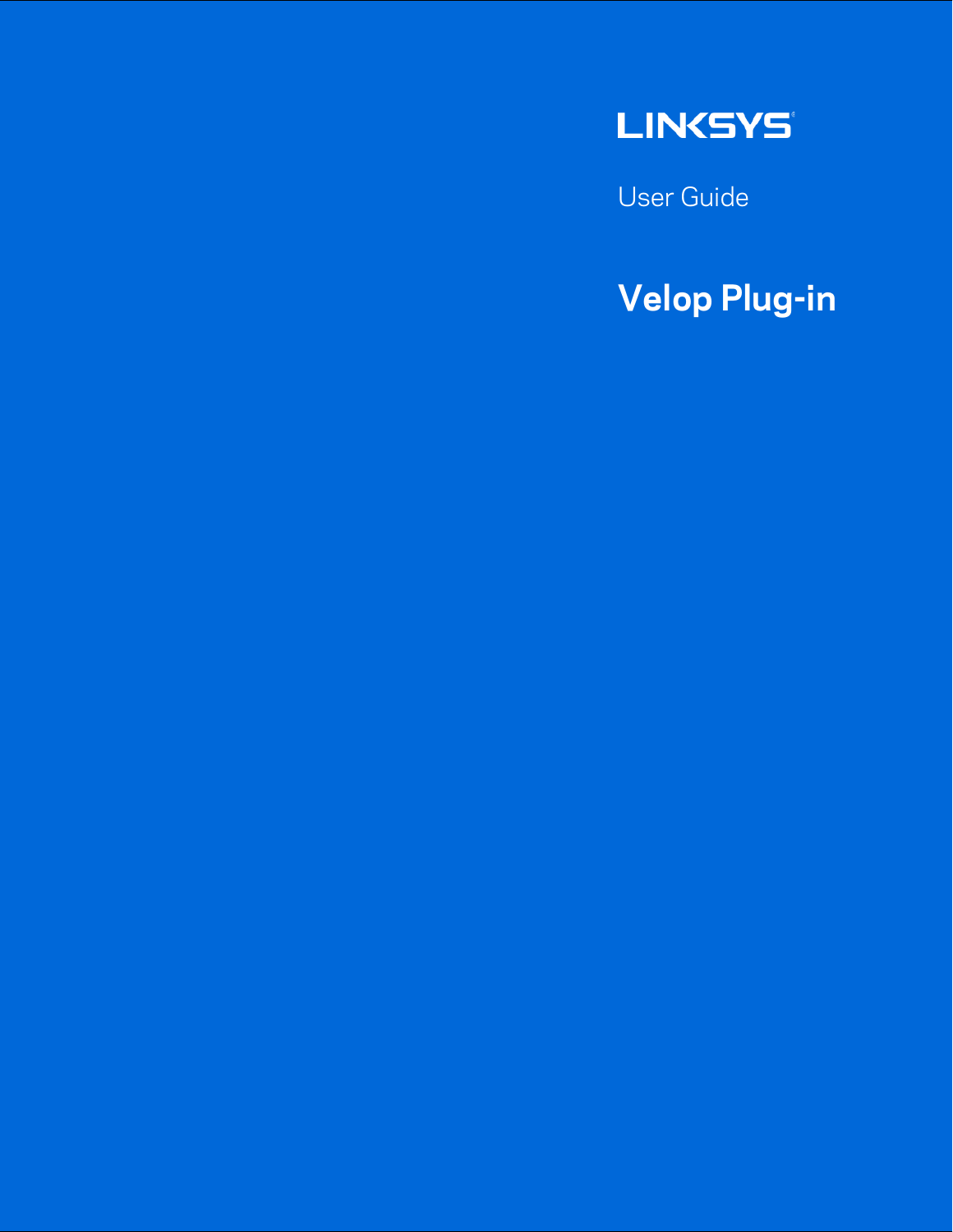LINKSYS

User Guide

# Velop Plug-in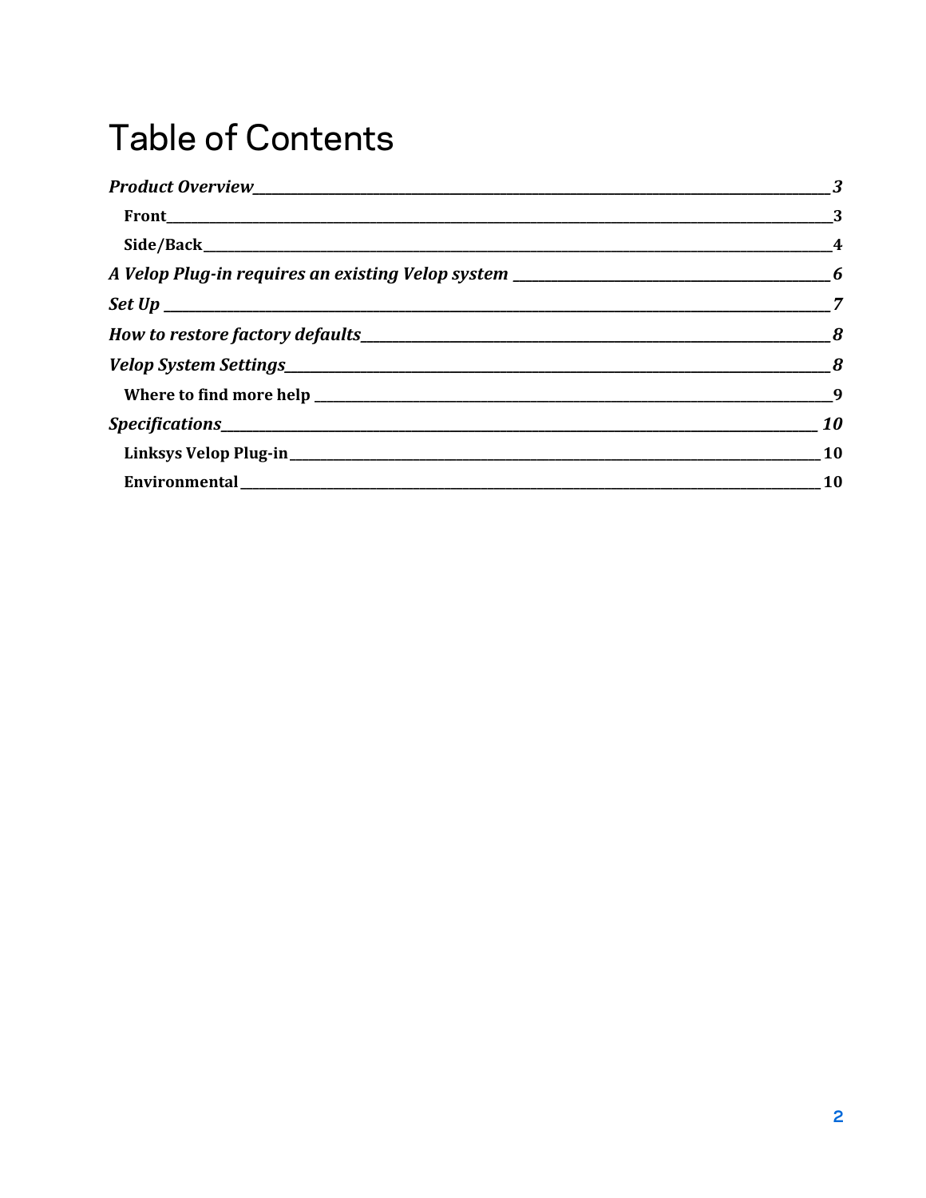# Table of Contents

*Product Overview* ________________________________ *3*

  Front ________________________________ 3

  Side/Back ________________________________ 4

*A Velop Plug-in requires an existing Velop system* ________________________________ *6*

*Set Up* ________________________________ *7*

*How to restore factory defaults* ________________________________ *8*

*Velop System Settings* ________________________________ *8*

  Where to find more help ________________________________ 9

*Specifications* ________________________________ *10*

  Linksys Velop Plug-in ________________________________ 10

  Environmental ________________________________ 10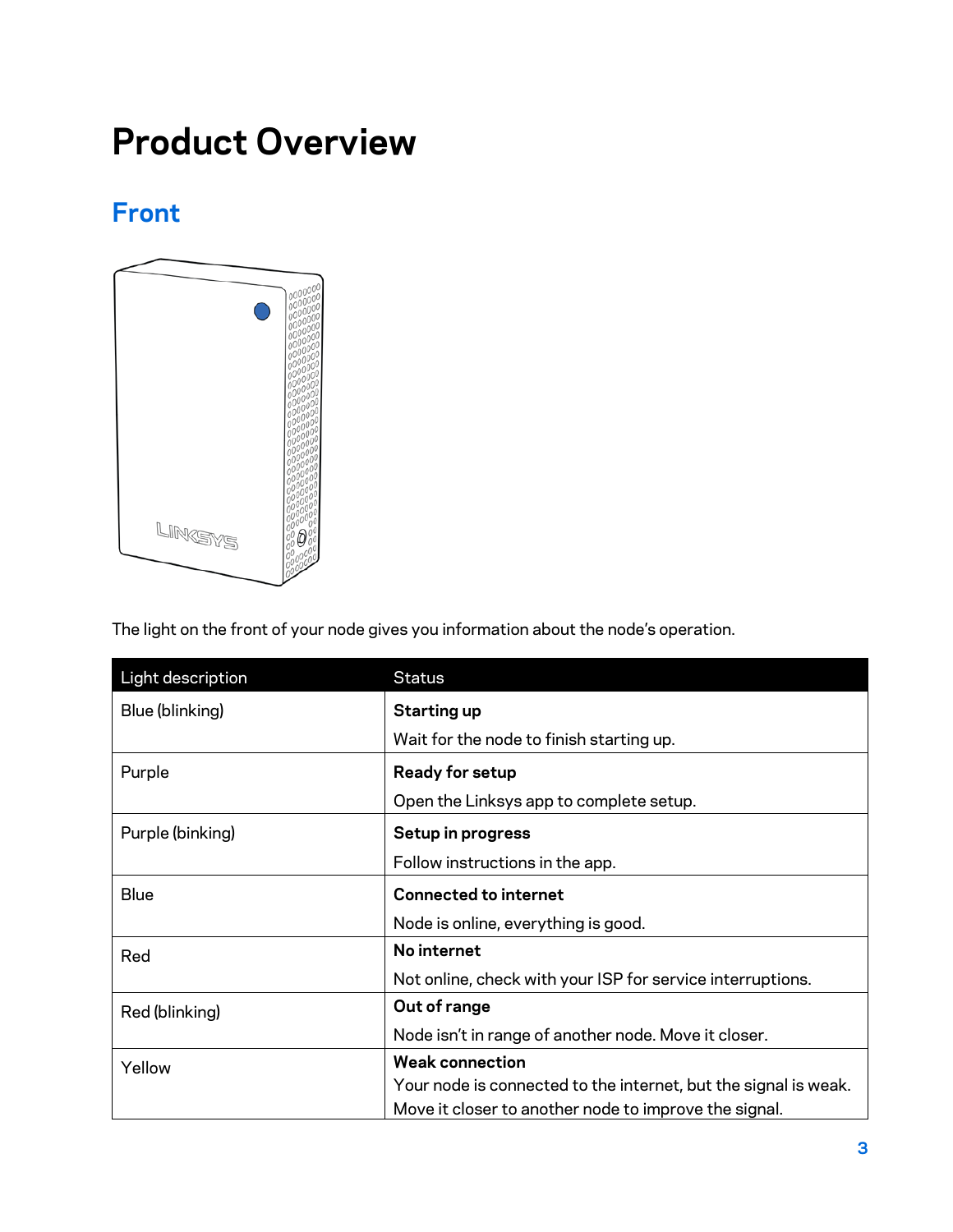# Product Overview

## Front

The light on the front of your node gives you information about the node's operation.

| Light description | Status |
| --- | --- |
| Blue (blinking) | **Starting up**<br>Wait for the node to finish starting up. |
| Purple | **Ready for setup**<br>Open the Linksys app to complete setup. |
| Purple (binking) | **Setup in progress**<br>Follow instructions in the app. |
| Blue | **Connected to internet**<br>Node is online, everything is good. |
| Red | **No internet**<br>Not online, check with your ISP for service interruptions. |
| Red (blinking) | **Out of range**<br>Node isn't in range of another node. Move it closer. |
| Yellow | **Weak connection**<br>Your node is connected to the internet, but the signal is weak. Move it closer to another node to improve the signal. |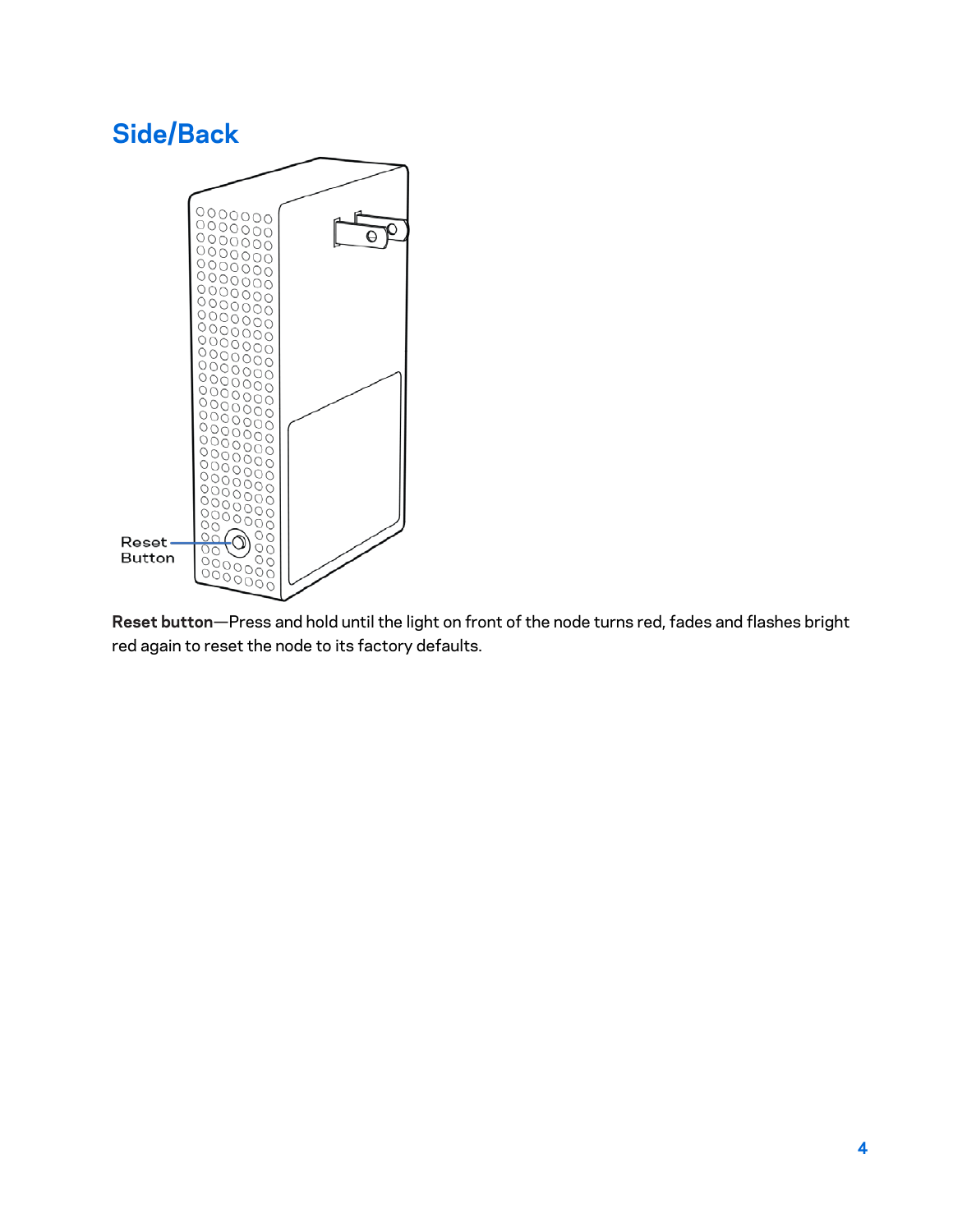## Side/Back

Reset Button

**Reset button**—Press and hold until the light on front of the node turns red, fades and flashes bright red again to reset the node to its factory defaults.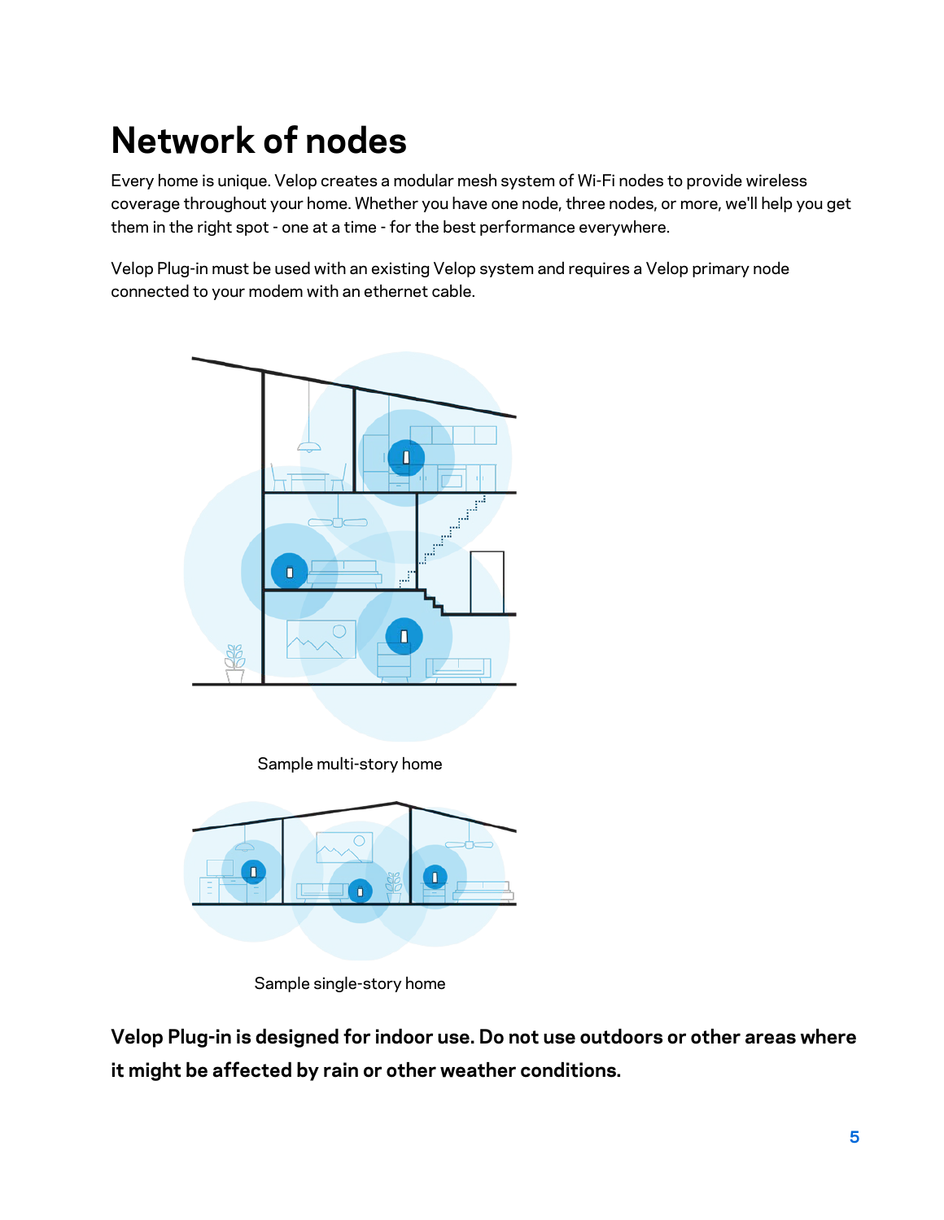# Network of nodes

Every home is unique. Velop creates a modular mesh system of Wi-Fi nodes to provide wireless coverage throughout your home. Whether you have one node, three nodes, or more, we'll help you get them in the right spot - one at a time - for the best performance everywhere.

Velop Plug-in must be used with an existing Velop system and requires a Velop primary node connected to your modem with an ethernet cable.

Sample multi-story home

Sample single-story home

**Velop Plug-in is designed for indoor use. Do not use outdoors or other areas where it might be affected by rain or other weather conditions.**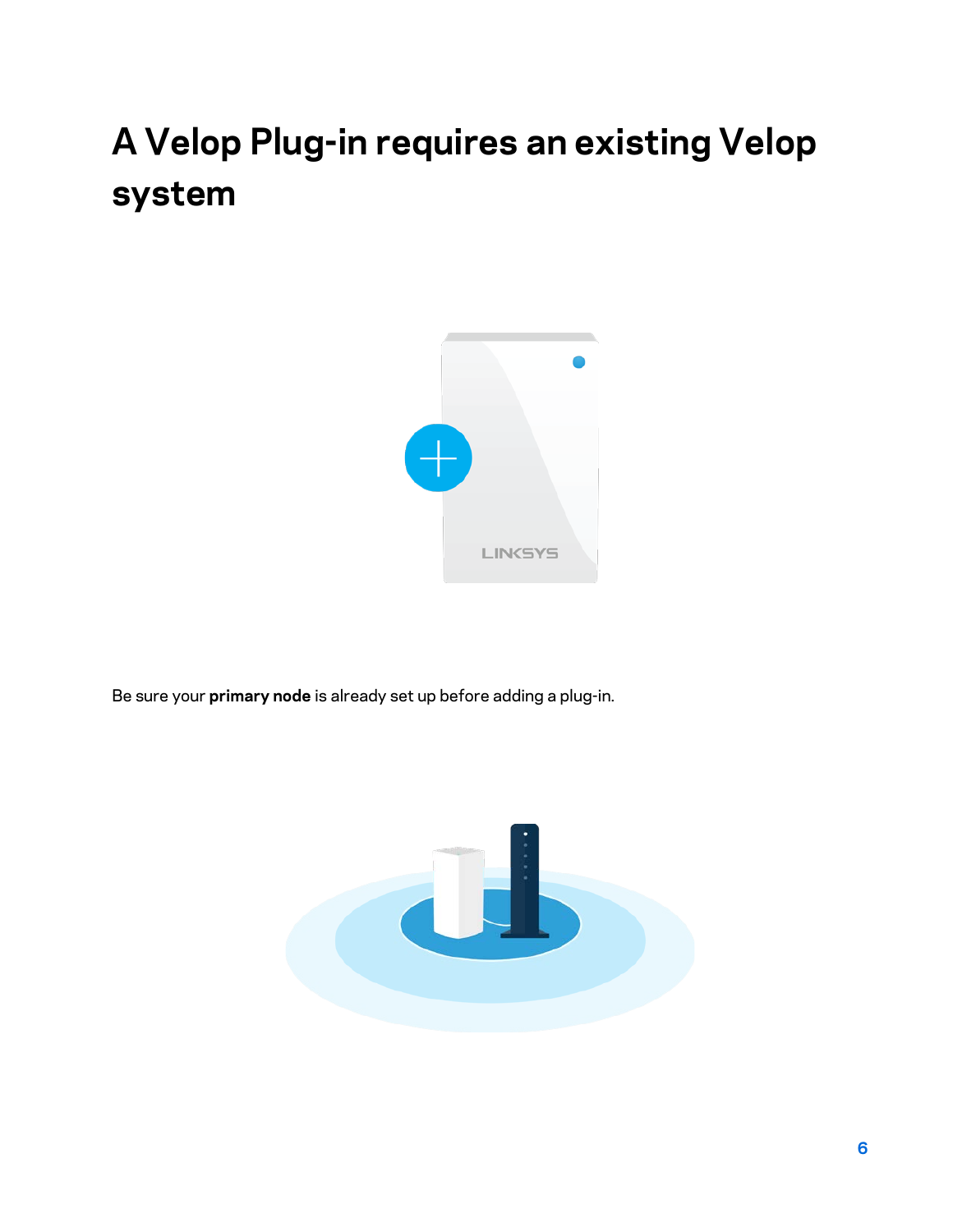# A Velop Plug-in requires an existing Velop system

Be sure your **primary node** is already set up before adding a plug-in.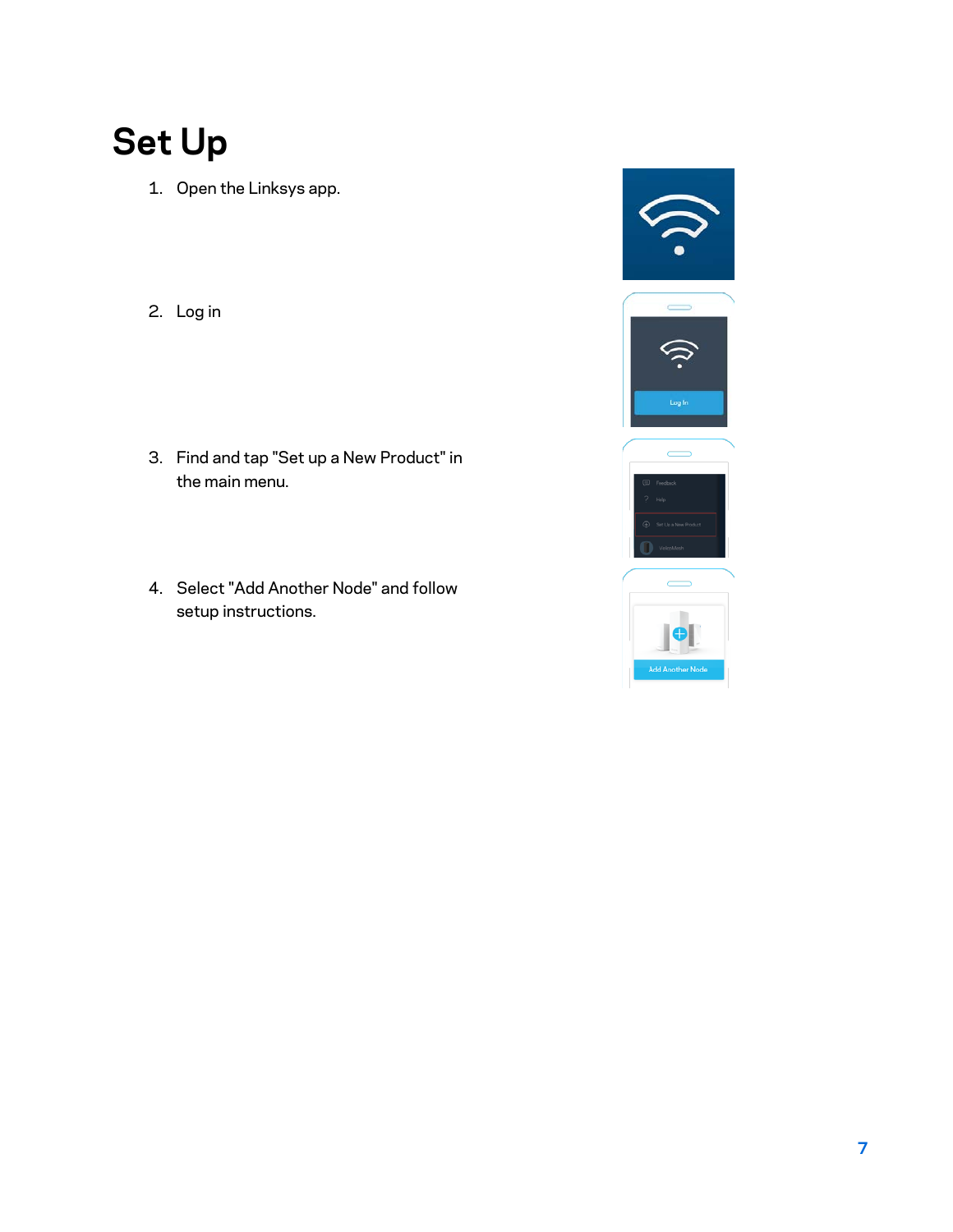# Set Up

1. Open the Linksys app.
2. Log in
3. Find and tap "Set up a New Product" in the main menu.
4. Select "Add Another Node" and follow setup instructions.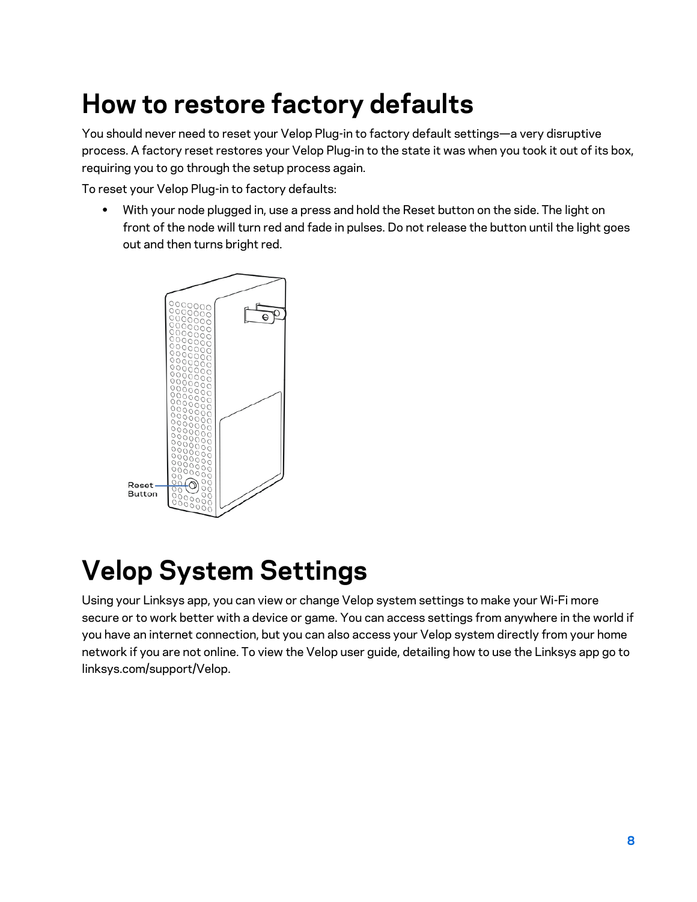# How to restore factory defaults

You should never need to reset your Velop Plug-in to factory default settings—a very disruptive process. A factory reset restores your Velop Plug-in to the state it was when you took it out of its box, requiring you to go through the setup process again.

To reset your Velop Plug-in to factory defaults:

- With your node plugged in, use a press and hold the Reset button on the side. The light on front of the node will turn red and fade in pulses. Do not release the button until the light goes out and then turns bright red.

Reset Button

# Velop System Settings

Using your Linksys app, you can view or change Velop system settings to make your Wi-Fi more secure or to work better with a device or game. You can access settings from anywhere in the world if you have an internet connection, but you can also access your Velop system directly from your home network if you are not online. To view the Velop user guide, detailing how to use the Linksys app go to linksys.com/support/Velop.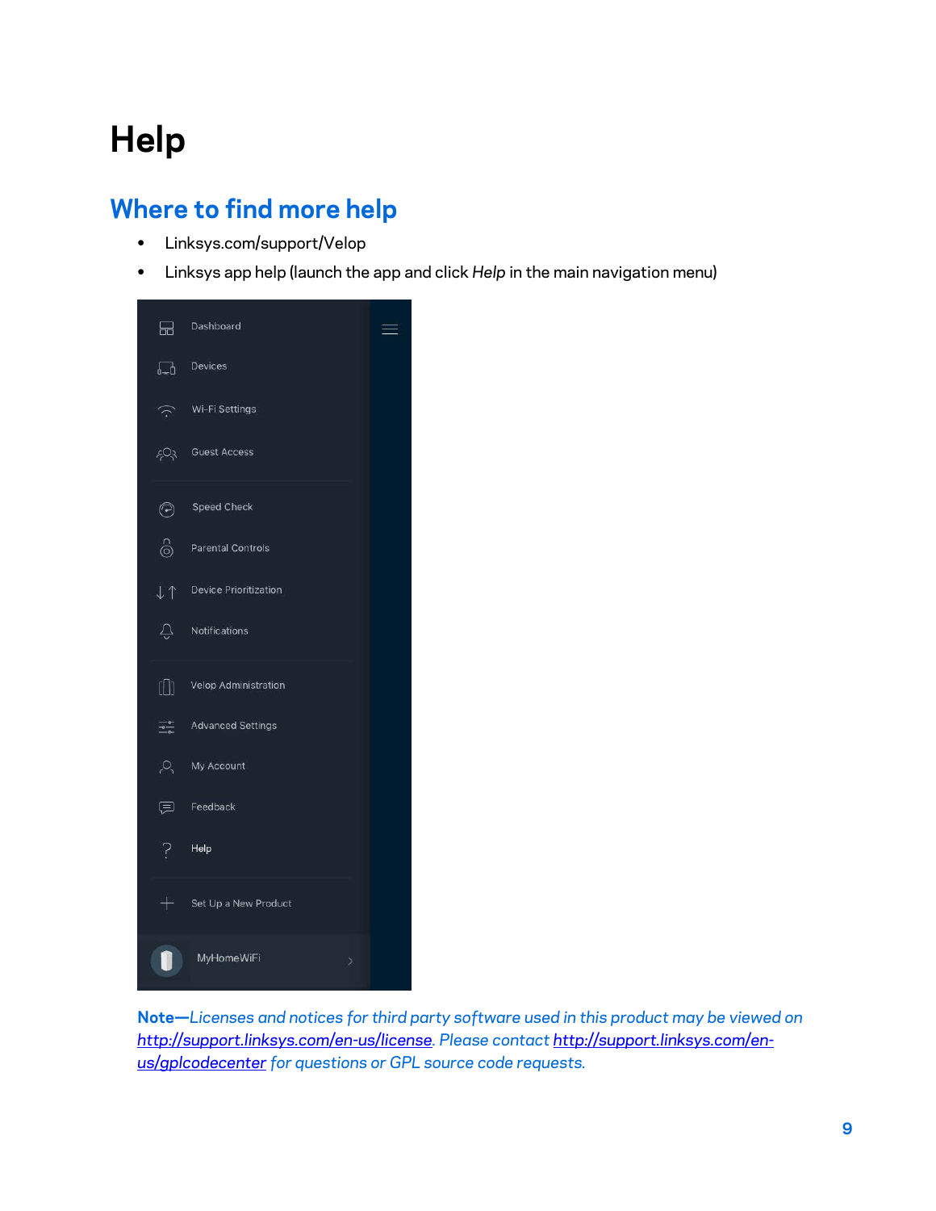# Help

## Where to find more help

- Linksys.com/support/Velop
- Linksys app help (launch the app and click *Help* in the main navigation menu)

**Note—***Licenses and notices for third party software used in this product may be viewed on http://support.linksys.com/en-us/license. Please contact http://support.linksys.com/en-us/gplcodecenter for questions or GPL source code requests.*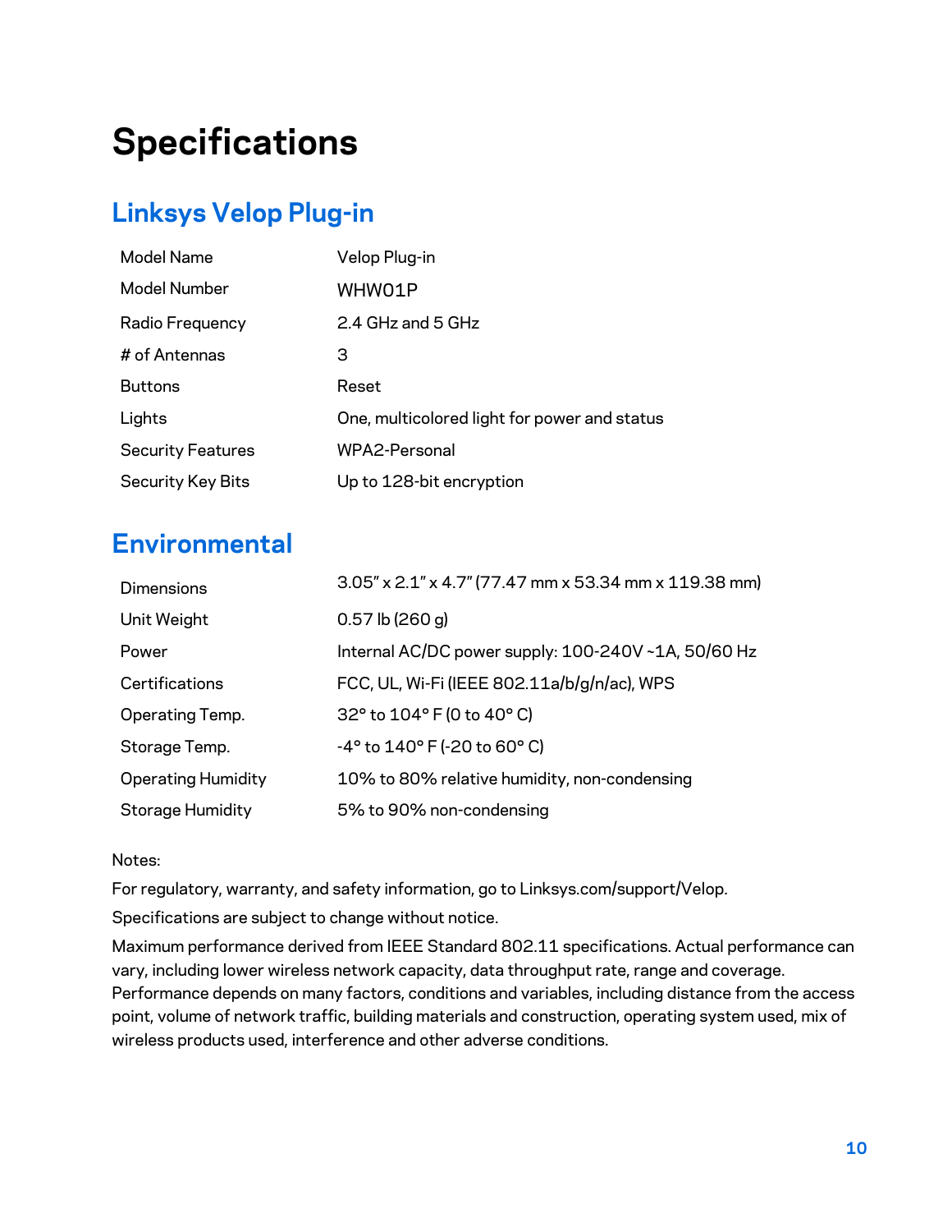# Specifications

## Linksys Velop Plug-in

| | |
|---|---|
| Model Name | Velop Plug-in |
| Model Number | WHW01P |
| Radio Frequency | 2.4 GHz and 5 GHz |
| # of Antennas | 3 |
| Buttons | Reset |
| Lights | One, multicolored light for power and status |
| Security Features | WPA2-Personal |
| Security Key Bits | Up to 128-bit encryption |

## Environmental

| | |
|---|---|
| Dimensions | 3.05" x 2.1" x 4.7" (77.47 mm x 53.34 mm x 119.38 mm) |
| Unit Weight | 0.57 lb (260 g) |
| Power | Internal AC/DC power supply: 100-240V ~1A, 50/60 Hz |
| Certifications | FCC, UL, Wi-Fi (IEEE 802.11a/b/g/n/ac), WPS |
| Operating Temp. | 32° to 104° F (0 to 40° C) |
| Storage Temp. | -4° to 140° F (-20 to 60° C) |
| Operating Humidity | 10% to 80% relative humidity, non-condensing |
| Storage Humidity | 5% to 90% non-condensing |

Notes:

For regulatory, warranty, and safety information, go to Linksys.com/support/Velop.

Specifications are subject to change without notice.

Maximum performance derived from IEEE Standard 802.11 specifications. Actual performance can vary, including lower wireless network capacity, data throughput rate, range and coverage. Performance depends on many factors, conditions and variables, including distance from the access point, volume of network traffic, building materials and construction, operating system used, mix of wireless products used, interference and other adverse conditions.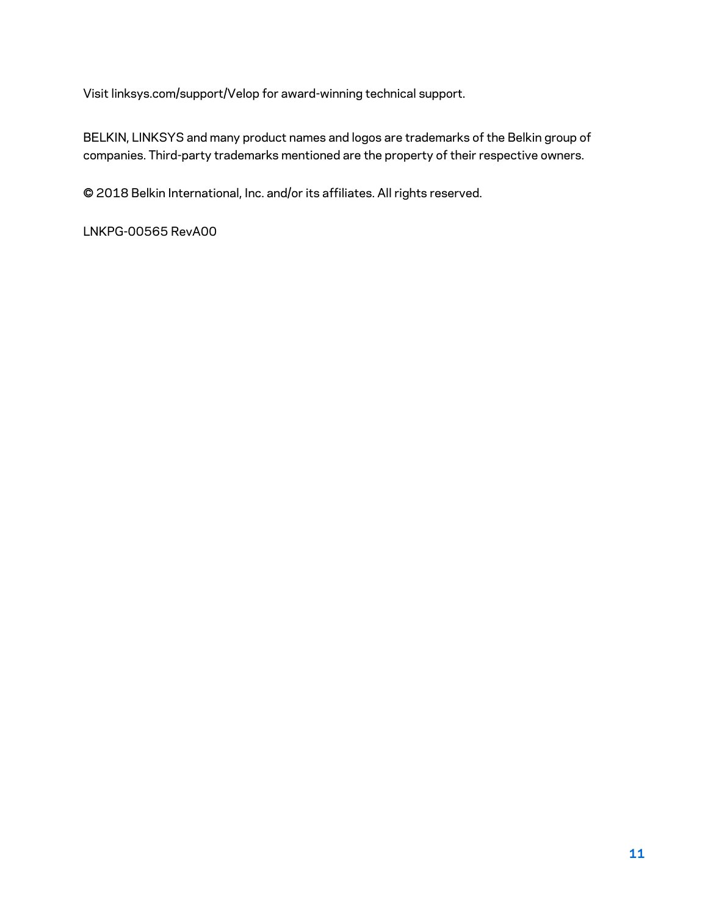Visit linksys.com/support/Velop for award-winning technical support.

BELKIN, LINKSYS and many product names and logos are trademarks of the Belkin group of companies. Third-party trademarks mentioned are the property of their respective owners.

© 2018 Belkin International, Inc. and/or its affiliates. All rights reserved.

LNKPG-00565 RevA00